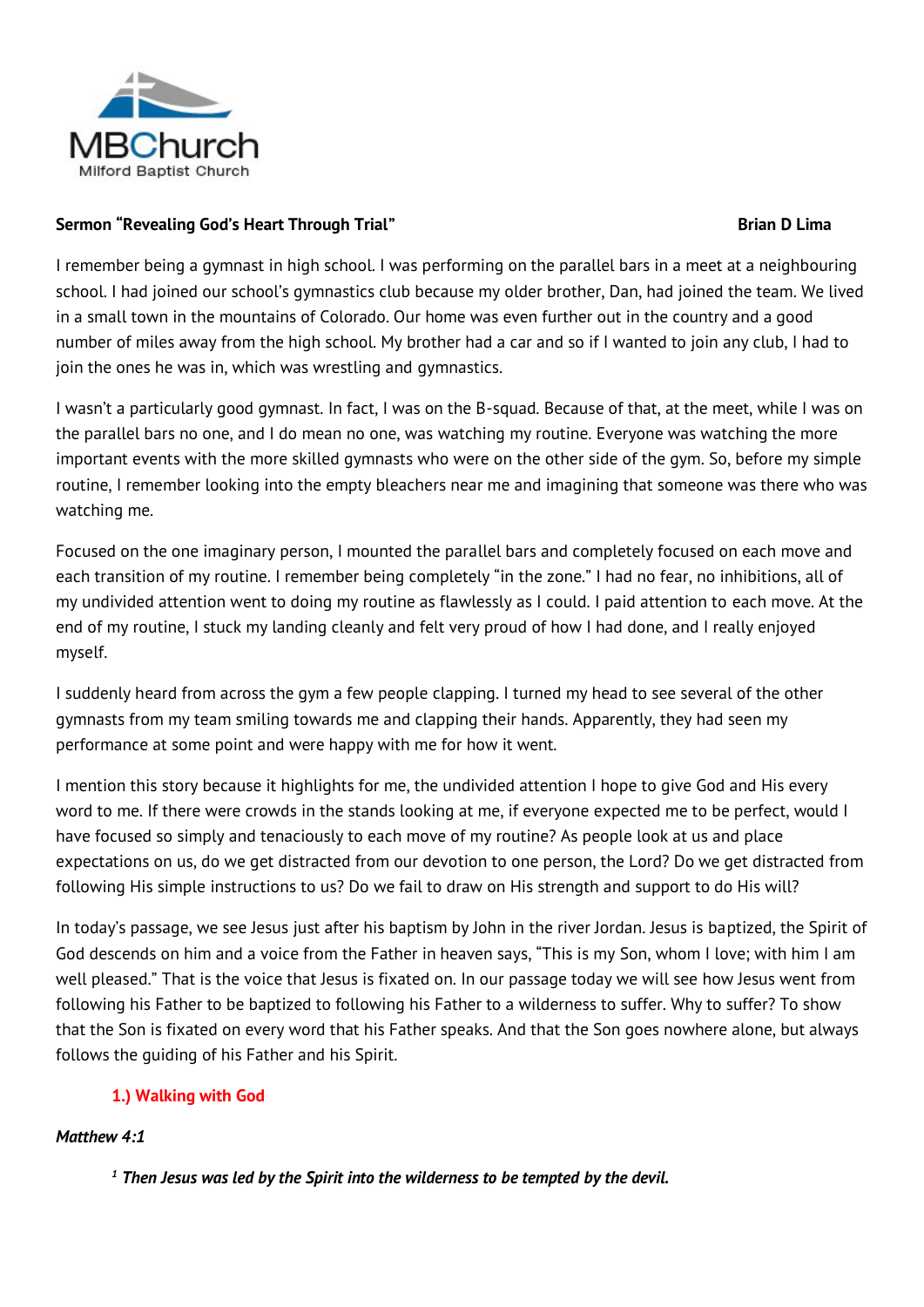MBChurch
Milford Baptist Church

**Sermon "Revealing God's Heart Through Trial"** **Brian D Lima**

I remember being a gymnast in high school. I was performing on the parallel bars in a meet at a neighbouring school. I had joined our school's gymnastics club because my older brother, Dan, had joined the team. We lived in a small town in the mountains of Colorado. Our home was even further out in the country and a good number of miles away from the high school. My brother had a car and so if I wanted to join any club, I had to join the ones he was in, which was wrestling and gymnastics.

I wasn't a particularly good gymnast. In fact, I was on the B-squad. Because of that, at the meet, while I was on the parallel bars no one, and I do mean no one, was watching my routine. Everyone was watching the more important events with the more skilled gymnasts who were on the other side of the gym. So, before my simple routine, I remember looking into the empty bleachers near me and imagining that someone was there who was watching me.

Focused on the one imaginary person, I mounted the parallel bars and completely focused on each move and each transition of my routine. I remember being completely "in the zone." I had no fear, no inhibitions, all of my undivided attention went to doing my routine as flawlessly as I could. I paid attention to each move. At the end of my routine, I stuck my landing cleanly and felt very proud of how I had done, and I really enjoyed myself.

I suddenly heard from across the gym a few people clapping. I turned my head to see several of the other gymnasts from my team smiling towards me and clapping their hands. Apparently, they had seen my performance at some point and were happy with me for how it went.

I mention this story because it highlights for me, the undivided attention I hope to give God and His every word to me. If there were crowds in the stands looking at me, if everyone expected me to be perfect, would I have focused so simply and tenaciously to each move of my routine? As people look at us and place expectations on us, do we get distracted from our devotion to one person, the Lord? Do we get distracted from following His simple instructions to us? Do we fail to draw on His strength and support to do His will?

In today's passage, we see Jesus just after his baptism by John in the river Jordan. Jesus is baptized, the Spirit of God descends on him and a voice from the Father in heaven says, "This is my Son, whom I love; with him I am well pleased." That is the voice that Jesus is fixated on. In our passage today we will see how Jesus went from following his Father to be baptized to following his Father to a wilderness to suffer. Why to suffer? To show that the Son is fixated on every word that his Father speaks. And that the Son goes nowhere alone, but always follows the guiding of his Father and his Spirit.

## 1.) Walking with God

***Matthew 4:1***

> [1] ***Then Jesus was led by the Spirit into the wilderness to be tempted by the devil.***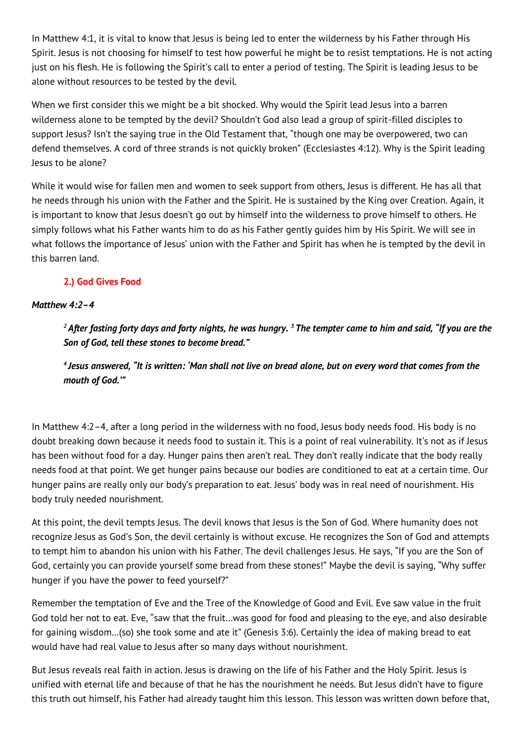In Matthew 4:1, it is vital to know that Jesus is being led to enter the wilderness by his Father through His Spirit. Jesus is not choosing for himself to test how powerful he might be to resist temptations. He is not acting just on his flesh. He is following the Spirit's call to enter a period of testing. The Spirit is leading Jesus to be alone without resources to be tested by the devil.

When we first consider this we might be a bit shocked. Why would the Spirit lead Jesus into a barren wilderness alone to be tempted by the devil? Shouldn't God also lead a group of spirit-filled disciples to support Jesus? Isn't the saying true in the Old Testament that, "though one may be overpowered, two can defend themselves. A cord of three strands is not quickly broken" (Ecclesiastes 4:12). Why is the Spirit leading Jesus to be alone?

While it would wise for fallen men and women to seek support from others, Jesus is different. He has all that he needs through his union with the Father and the Spirit. He is sustained by the King over Creation. Again, it is important to know that Jesus doesn't go out by himself into the wilderness to prove himself to others. He simply follows what his Father wants him to do as his Father gently guides him by His Spirit. We will see in what follows the importance of Jesus' union with the Father and Spirit has when he is tempted by the devil in this barren land.

### 2.) God Gives Food

***Matthew 4:2–4***

> ***[2] After fasting forty days and forty nights, he was hungry. [3] The tempter came to him and said, "If you are the Son of God, tell these stones to become bread."***
>
> ***[4] Jesus answered, "It is written: 'Man shall not live on bread alone, but on every word that comes from the mouth of God.'"***

In Matthew 4:2–4, after a long period in the wilderness with no food, Jesus body needs food. His body is no doubt breaking down because it needs food to sustain it. This is a point of real vulnerability. It's not as if Jesus has been without food for a day. Hunger pains then aren't real. They don't really indicate that the body really needs food at that point. We get hunger pains because our bodies are conditioned to eat at a certain time. Our hunger pains are really only our body's preparation to eat. Jesus' body was in real need of nourishment. His body truly needed nourishment.

At this point, the devil tempts Jesus. The devil knows that Jesus is the Son of God. Where humanity does not recognize Jesus as God's Son, the devil certainly is without excuse. He recognizes the Son of God and attempts to tempt him to abandon his union with his Father. The devil challenges Jesus. He says, "If you are the Son of God, certainly you can provide yourself some bread from these stones!" Maybe the devil is saying, "Why suffer hunger if you have the power to feed yourself?"

Remember the temptation of Eve and the Tree of the Knowledge of Good and Evil. Eve saw value in the fruit God told her not to eat. Eve, "saw that the fruit…was good for food and pleasing to the eye, and also desirable for gaining wisdom…(so) she took some and ate it" (Genesis 3:6). Certainly the idea of making bread to eat would have had real value to Jesus after so many days without nourishment.

But Jesus reveals real faith in action. Jesus is drawing on the life of his Father and the Holy Spirit. Jesus is unified with eternal life and because of that he has the nourishment he needs. But Jesus didn't have to figure this truth out himself, his Father had already taught him this lesson. This lesson was written down before that,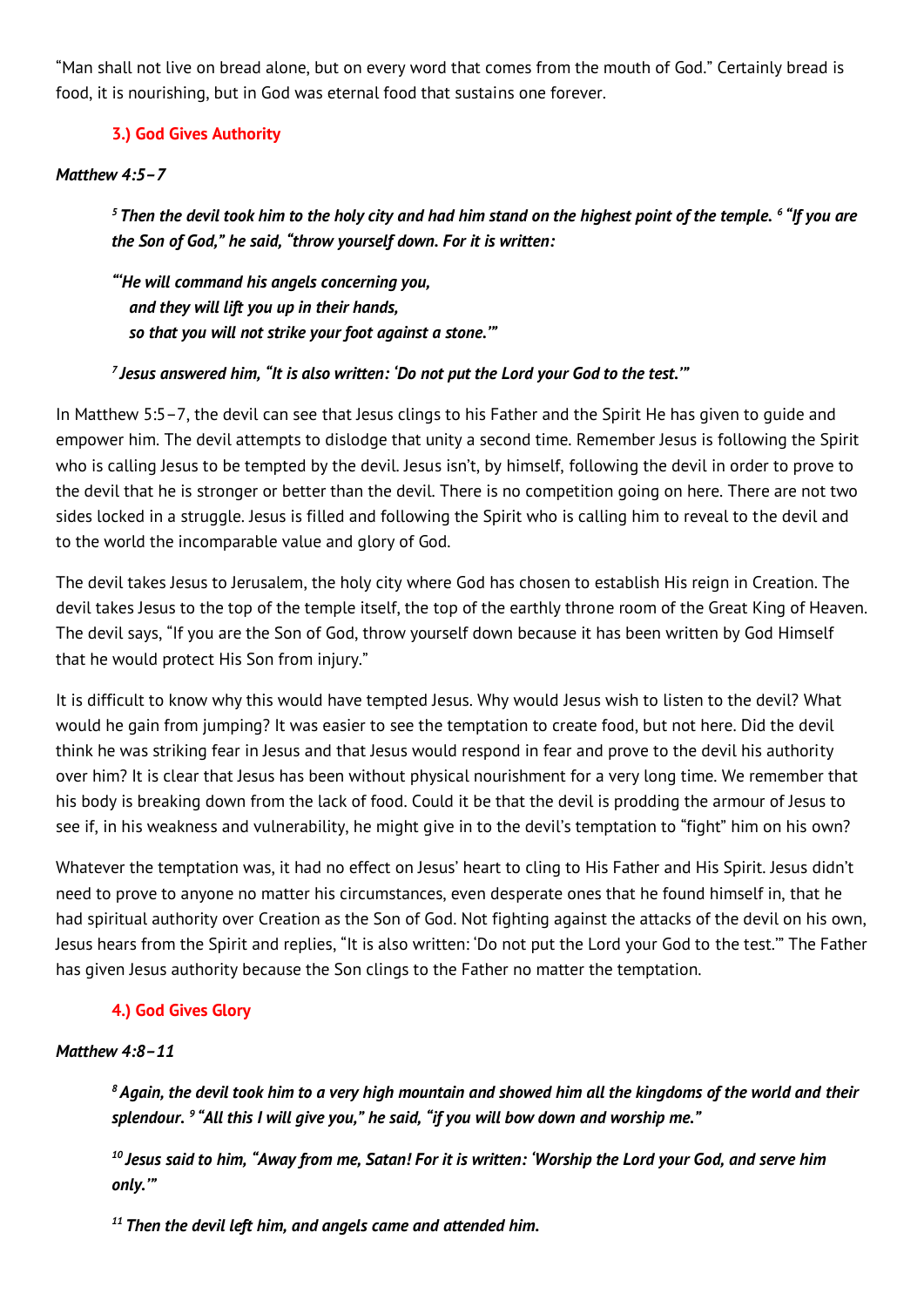"Man shall not live on bread alone, but on every word that comes from the mouth of God." Certainly bread is food, it is nourishing, but in God was eternal food that sustains one forever.

### 3.) God Gives Authority

***Matthew 4:5–7***

> ***[5] Then the devil took him to the holy city and had him stand on the highest point of the temple. [6] "If you are the Son of God," he said, "throw yourself down. For it is written:***
>
> ***"'He will command his angels concerning you,***
> ***and they will lift you up in their hands,***
> ***so that you will not strike your foot against a stone.'"***
>
> ***[7] Jesus answered him, "It is also written: 'Do not put the Lord your God to the test.'"***

In Matthew 5:5–7, the devil can see that Jesus clings to his Father and the Spirit He has given to guide and empower him. The devil attempts to dislodge that unity a second time. Remember Jesus is following the Spirit who is calling Jesus to be tempted by the devil. Jesus isn't, by himself, following the devil in order to prove to the devil that he is stronger or better than the devil. There is no competition going on here. There are not two sides locked in a struggle. Jesus is filled and following the Spirit who is calling him to reveal to the devil and to the world the incomparable value and glory of God.

The devil takes Jesus to Jerusalem, the holy city where God has chosen to establish His reign in Creation. The devil takes Jesus to the top of the temple itself, the top of the earthly throne room of the Great King of Heaven. The devil says, "If you are the Son of God, throw yourself down because it has been written by God Himself that he would protect His Son from injury."

It is difficult to know why this would have tempted Jesus. Why would Jesus wish to listen to the devil? What would he gain from jumping? It was easier to see the temptation to create food, but not here. Did the devil think he was striking fear in Jesus and that Jesus would respond in fear and prove to the devil his authority over him? It is clear that Jesus has been without physical nourishment for a very long time. We remember that his body is breaking down from the lack of food. Could it be that the devil is prodding the armour of Jesus to see if, in his weakness and vulnerability, he might give in to the devil's temptation to "fight" him on his own?

Whatever the temptation was, it had no effect on Jesus' heart to cling to His Father and His Spirit. Jesus didn't need to prove to anyone no matter his circumstances, even desperate ones that he found himself in, that he had spiritual authority over Creation as the Son of God. Not fighting against the attacks of the devil on his own, Jesus hears from the Spirit and replies, "It is also written: 'Do not put the Lord your God to the test.'" The Father has given Jesus authority because the Son clings to the Father no matter the temptation.

### 4.) God Gives Glory

***Matthew 4:8–11***

> ***[8] Again, the devil took him to a very high mountain and showed him all the kingdoms of the world and their splendour. [9] "All this I will give you," he said, "if you will bow down and worship me."***
>
> ***[10] Jesus said to him, "Away from me, Satan! For it is written: 'Worship the Lord your God, and serve him only.'"***
>
> ***[11] Then the devil left him, and angels came and attended him.***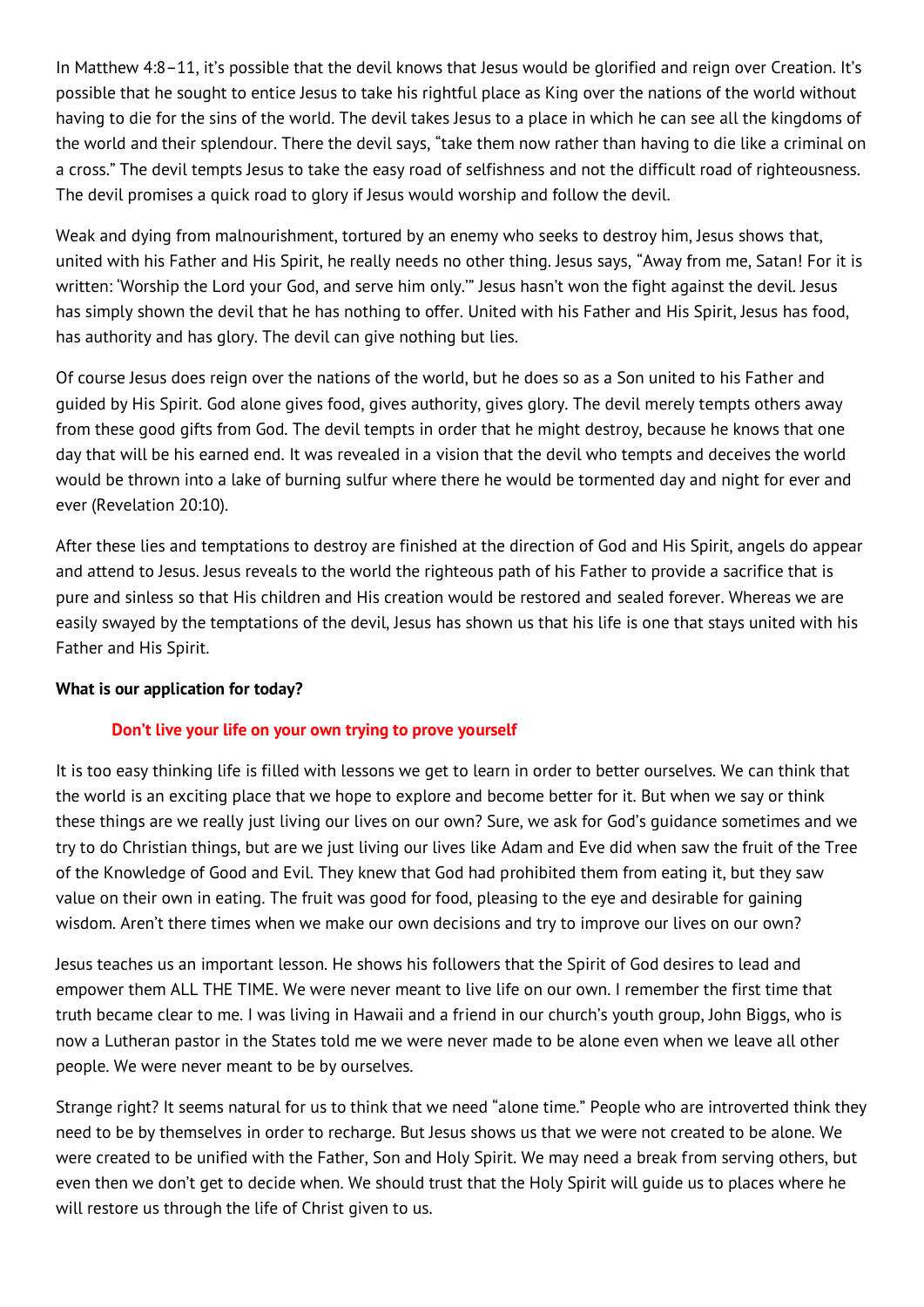In Matthew 4:8–11, it's possible that the devil knows that Jesus would be glorified and reign over Creation. It's possible that he sought to entice Jesus to take his rightful place as King over the nations of the world without having to die for the sins of the world. The devil takes Jesus to a place in which he can see all the kingdoms of the world and their splendour. There the devil says, "take them now rather than having to die like a criminal on a cross." The devil tempts Jesus to take the easy road of selfishness and not the difficult road of righteousness. The devil promises a quick road to glory if Jesus would worship and follow the devil.

Weak and dying from malnourishment, tortured by an enemy who seeks to destroy him, Jesus shows that, united with his Father and His Spirit, he really needs no other thing. Jesus says, "Away from me, Satan! For it is written: 'Worship the Lord your God, and serve him only.'" Jesus hasn't won the fight against the devil. Jesus has simply shown the devil that he has nothing to offer. United with his Father and His Spirit, Jesus has food, has authority and has glory. The devil can give nothing but lies.

Of course Jesus does reign over the nations of the world, but he does so as a Son united to his Father and guided by His Spirit. God alone gives food, gives authority, gives glory. The devil merely tempts others away from these good gifts from God. The devil tempts in order that he might destroy, because he knows that one day that will be his earned end. It was revealed in a vision that the devil who tempts and deceives the world would be thrown into a lake of burning sulfur where there he would be tormented day and night for ever and ever (Revelation 20:10).

After these lies and temptations to destroy are finished at the direction of God and His Spirit, angels do appear and attend to Jesus. Jesus reveals to the world the righteous path of his Father to provide a sacrifice that is pure and sinless so that His children and His creation would be restored and sealed forever. Whereas we are easily swayed by the temptations of the devil, Jesus has shown us that his life is one that stays united with his Father and His Spirit.

**What is our application for today?**

**Don't live your life on your own trying to prove yourself**

It is too easy thinking life is filled with lessons we get to learn in order to better ourselves. We can think that the world is an exciting place that we hope to explore and become better for it. But when we say or think these things are we really just living our lives on our own? Sure, we ask for God's guidance sometimes and we try to do Christian things, but are we just living our lives like Adam and Eve did when saw the fruit of the Tree of the Knowledge of Good and Evil. They knew that God had prohibited them from eating it, but they saw value on their own in eating. The fruit was good for food, pleasing to the eye and desirable for gaining wisdom. Aren't there times when we make our own decisions and try to improve our lives on our own?

Jesus teaches us an important lesson. He shows his followers that the Spirit of God desires to lead and empower them ALL THE TIME. We were never meant to live life on our own. I remember the first time that truth became clear to me. I was living in Hawaii and a friend in our church's youth group, John Biggs, who is now a Lutheran pastor in the States told me we were never made to be alone even when we leave all other people. We were never meant to be by ourselves.

Strange right? It seems natural for us to think that we need "alone time." People who are introverted think they need to be by themselves in order to recharge. But Jesus shows us that we were not created to be alone. We were created to be unified with the Father, Son and Holy Spirit. We may need a break from serving others, but even then we don't get to decide when. We should trust that the Holy Spirit will guide us to places where he will restore us through the life of Christ given to us.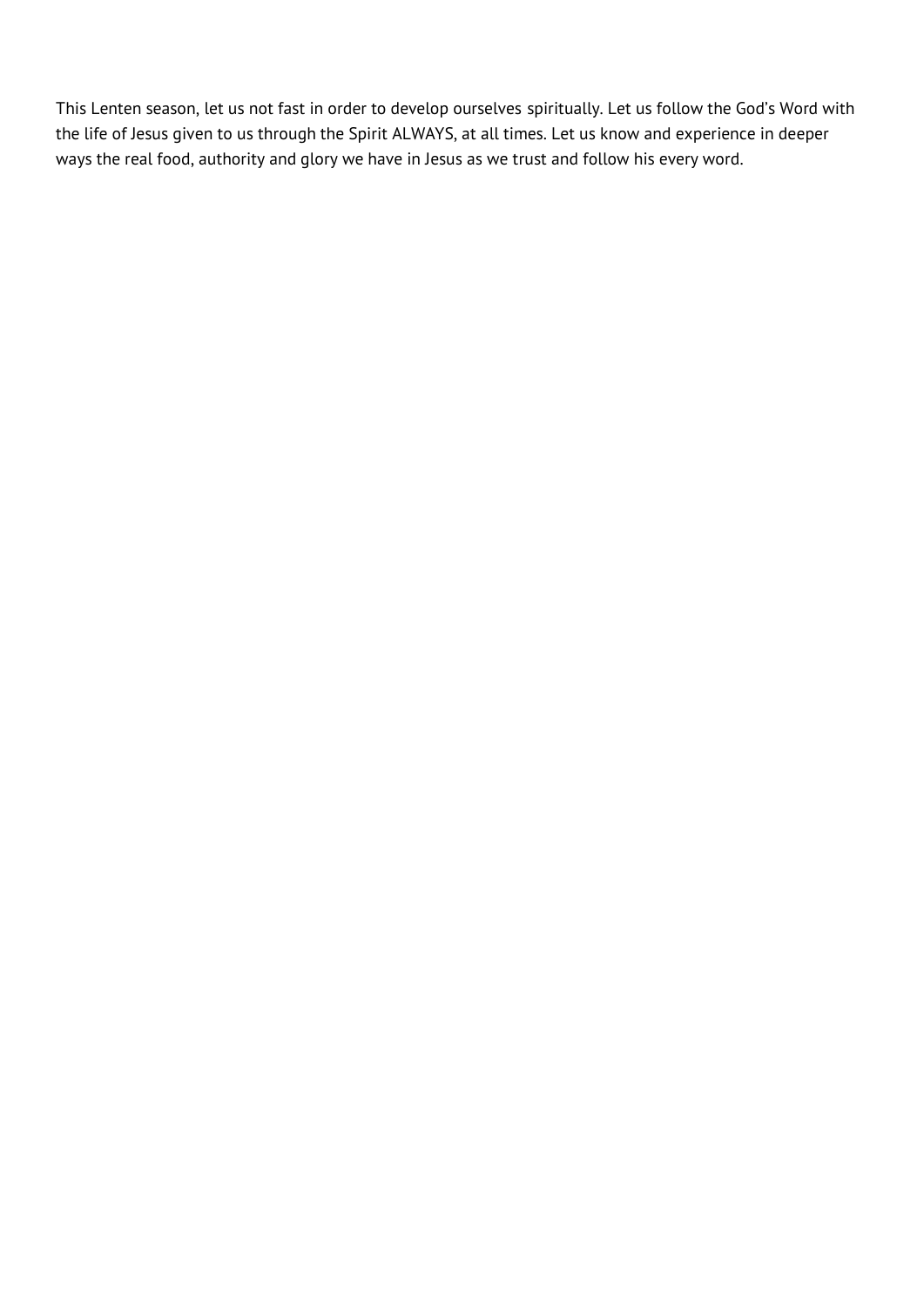This Lenten season, let us not fast in order to develop ourselves spiritually. Let us follow the God's Word with the life of Jesus given to us through the Spirit ALWAYS, at all times. Let us know and experience in deeper ways the real food, authority and glory we have in Jesus as we trust and follow his every word.